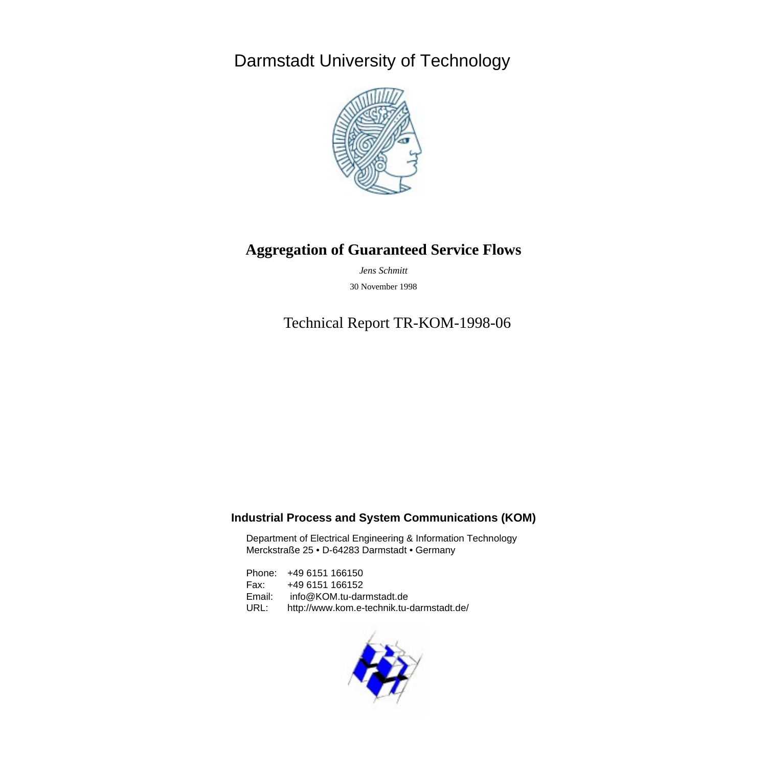Darmstadt University of Technology

# Aggregation of Guaranteed Service Flows

*Jens Schmitt*

30 November 1998

Technical Report TR-KOM-1998-06

**Industrial Process and System Communications (KOM)**

Department of Electrical Engineering & Information Technology
Merckstraße 25 • D-64283 Darmstadt • Germany

Phone: +49 6151 166150
Fax: +49 6151 166152
Email: info@KOM.tu-darmstadt.de
URL: http://www.kom.e-technik.tu-darmstadt.de/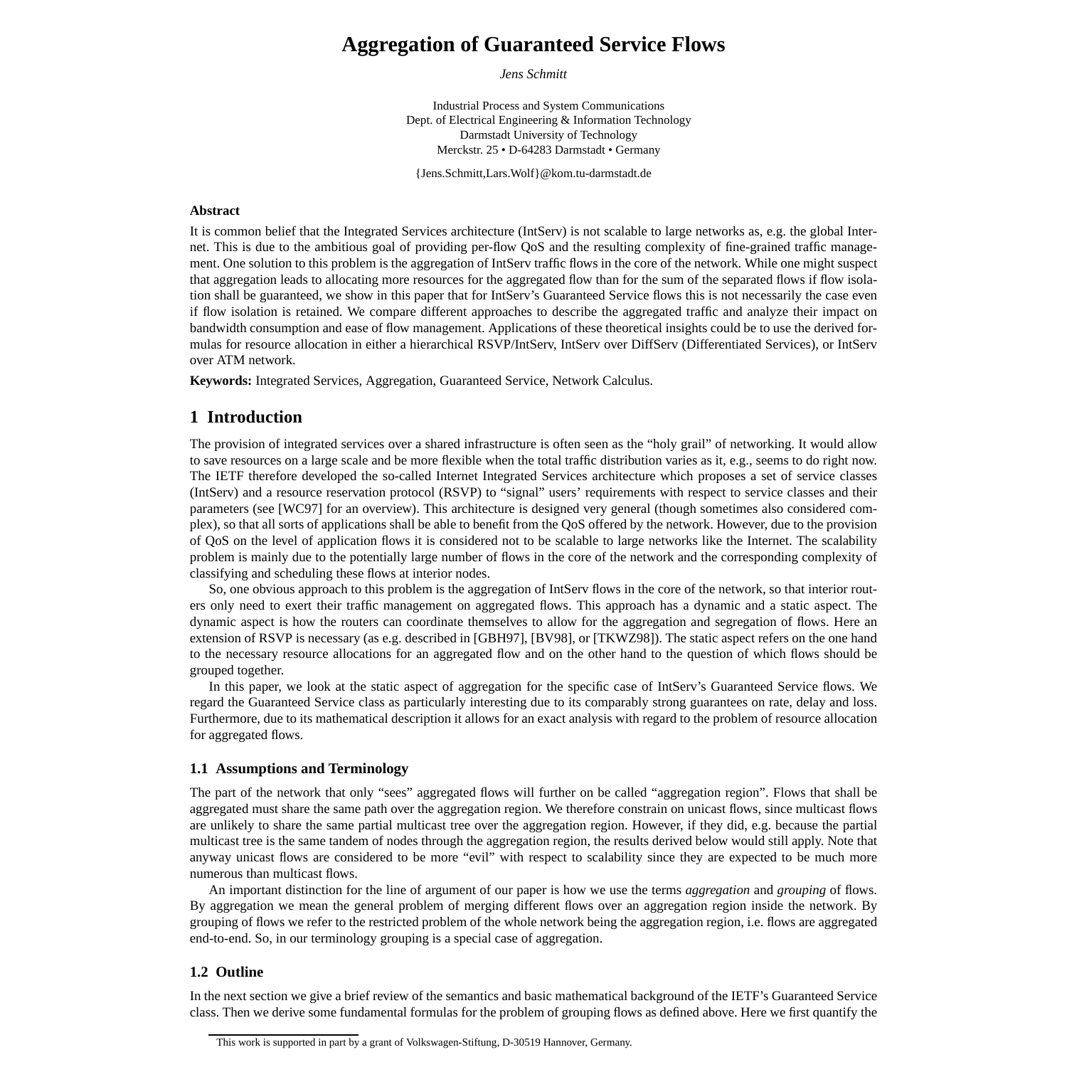# Aggregation of Guaranteed Service Flows

*Jens Schmitt*

Industrial Process and System Communications
Dept. of Electrical Engineering & Information Technology
Darmstadt University of Technology
Merckstr. 25 • D-64283 Darmstadt • Germany

{Jens.Schmitt,Lars.Wolf}@kom.tu-darmstadt.de

**Abstract**

It is common belief that the Integrated Services architecture (IntServ) is not scalable to large networks as, e.g. the global Internet. This is due to the ambitious goal of providing per-flow QoS and the resulting complexity of fine-grained traffic management. One solution to this problem is the aggregation of IntServ traffic flows in the core of the network. While one might suspect that aggregation leads to allocating more resources for the aggregated flow than for the sum of the separated flows if flow isolation shall be guaranteed, we show in this paper that for IntServ's Guaranteed Service flows this is not necessarily the case even if flow isolation is retained. We compare different approaches to describe the aggregated traffic and analyze their impact on bandwidth consumption and ease of flow management. Applications of these theoretical insights could be to use the derived formulas for resource allocation in either a hierarchical RSVP/IntServ, IntServ over DiffServ (Differentiated Services), or IntServ over ATM network.

**Keywords:** Integrated Services, Aggregation, Guaranteed Service, Network Calculus.

## 1 Introduction

The provision of integrated services over a shared infrastructure is often seen as the "holy grail" of networking. It would allow to save resources on a large scale and be more flexible when the total traffic distribution varies as it, e.g., seems to do right now. The IETF therefore developed the so-called Internet Integrated Services architecture which proposes a set of service classes (IntServ) and a resource reservation protocol (RSVP) to "signal" users' requirements with respect to service classes and their parameters (see [WC97] for an overview). This architecture is designed very general (though sometimes also considered complex), so that all sorts of applications shall be able to benefit from the QoS offered by the network. However, due to the provision of QoS on the level of application flows it is considered not to be scalable to large networks like the Internet. The scalability problem is mainly due to the potentially large number of flows in the core of the network and the corresponding complexity of classifying and scheduling these flows at interior nodes.

So, one obvious approach to this problem is the aggregation of IntServ flows in the core of the network, so that interior routers only need to exert their traffic management on aggregated flows. This approach has a dynamic and a static aspect. The dynamic aspect is how the routers can coordinate themselves to allow for the aggregation and segregation of flows. Here an extension of RSVP is necessary (as e.g. described in [GBH97], [BV98], or [TKWZ98]). The static aspect refers on the one hand to the necessary resource allocations for an aggregated flow and on the other hand to the question of which flows should be grouped together.

In this paper, we look at the static aspect of aggregation for the specific case of IntServ's Guaranteed Service flows. We regard the Guaranteed Service class as particularly interesting due to its comparably strong guarantees on rate, delay and loss. Furthermore, due to its mathematical description it allows for an exact analysis with regard to the problem of resource allocation for aggregated flows.

### 1.1 Assumptions and Terminology

The part of the network that only "sees" aggregated flows will further on be called "aggregation region". Flows that shall be aggregated must share the same path over the aggregation region. We therefore constrain on unicast flows, since multicast flows are unlikely to share the same partial multicast tree over the aggregation region. However, if they did, e.g. because the partial multicast tree is the same tandem of nodes through the aggregation region, the results derived below would still apply. Note that anyway unicast flows are considered to be more "evil" with respect to scalability since they are expected to be much more numerous than multicast flows.

An important distinction for the line of argument of our paper is how we use the terms *aggregation* and *grouping* of flows. By aggregation we mean the general problem of merging different flows over an aggregation region inside the network. By grouping of flows we refer to the restricted problem of the whole network being the aggregation region, i.e. flows are aggregated end-to-end. So, in our terminology grouping is a special case of aggregation.

### 1.2 Outline

In the next section we give a brief review of the semantics and basic mathematical background of the IETF's Guaranteed Service class. Then we derive some fundamental formulas for the problem of grouping flows as defined above. Here we first quantify the

This work is supported in part by a grant of Volkswagen-Stiftung, D-30519 Hannover, Germany.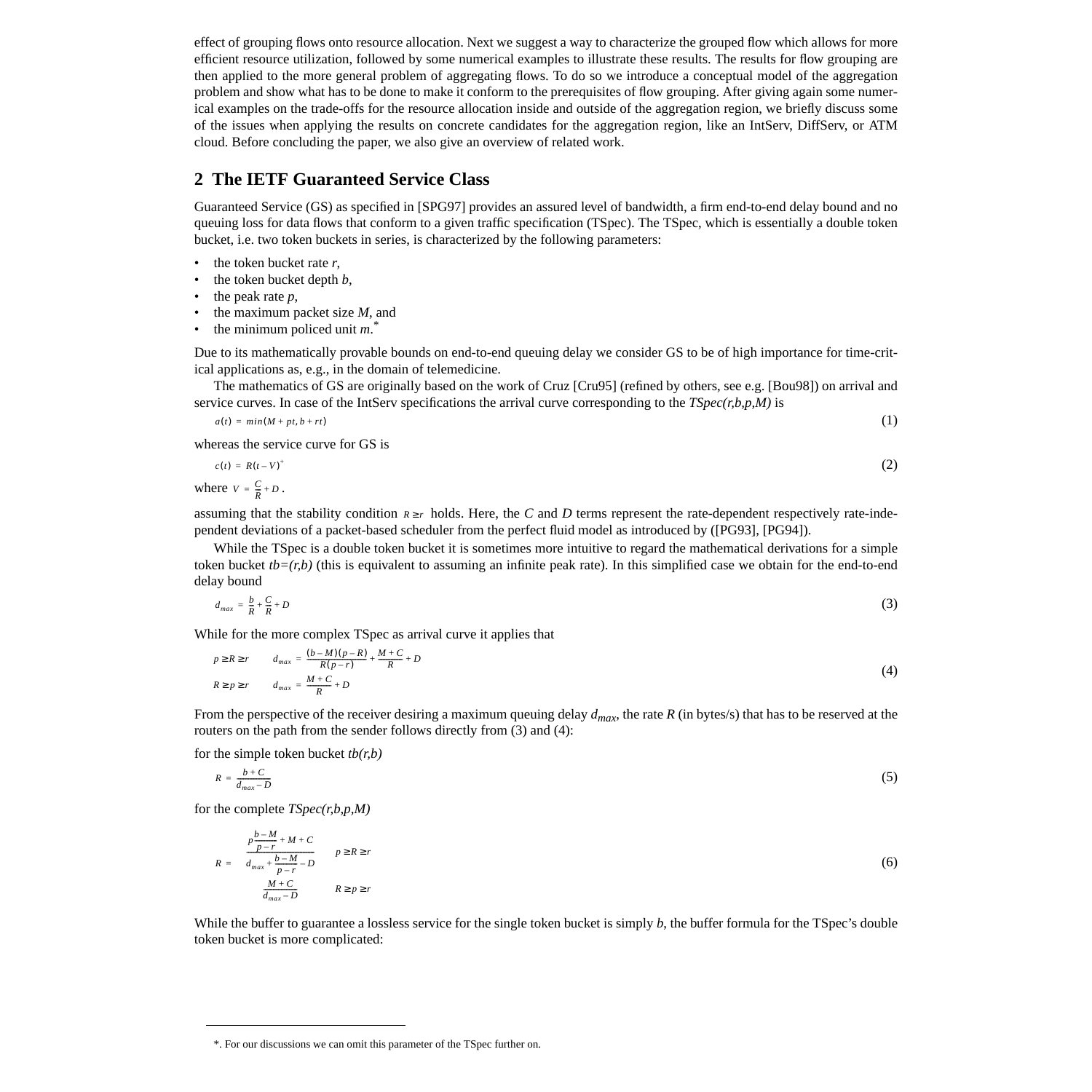effect of grouping flows onto resource allocation. Next we suggest a way to characterize the grouped flow which allows for more efficient resource utilization, followed by some numerical examples to illustrate these results. The results for flow grouping are then applied to the more general problem of aggregating flows. To do so we introduce a conceptual model of the aggregation problem and show what has to be done to make it conform to the prerequisites of flow grouping. After giving again some numerical examples on the trade-offs for the resource allocation inside and outside of the aggregation region, we briefly discuss some of the issues when applying the results on concrete candidates for the aggregation region, like an IntServ, DiffServ, or ATM cloud. Before concluding the paper, we also give an overview of related work.

## 2 The IETF Guaranteed Service Class

Guaranteed Service (GS) as specified in [SPG97] provides an assured level of bandwidth, a firm end-to-end delay bound and no queuing loss for data flows that conform to a given traffic specification (TSpec). The TSpec, which is essentially a double token bucket, i.e. two token buckets in series, is characterized by the following parameters:

- the token bucket rate $r$,
- the token bucket depth $b$,
- the peak rate $p$,
- the maximum packet size $M$, and
- the minimum policed unit $m$.[*]

Due to its mathematically provable bounds on end-to-end queuing delay we consider GS to be of high importance for time-critical applications as, e.g., in the domain of telemedicine.

The mathematics of GS are originally based on the work of Cruz [Cru95] (refined by others, see e.g. [Bou98]) on arrival and service curves. In case of the IntServ specifications the arrival curve corresponding to the *TSpec(r,b,p,M)* is

$$a(t) = min(M + pt, b + rt) \tag{1}$$

whereas the service curve for GS is

$$c(t) = R(t - V)^{+} \tag{2}$$

where $V = \frac{C}{R} + D$.

assuming that the stability condition $R \geq r$ holds. Here, the $C$ and $D$ terms represent the rate-dependent respectively rate-independent deviations of a packet-based scheduler from the perfect fluid model as introduced by ([PG93], [PG94]).

While the TSpec is a double token bucket it is sometimes more intuitive to regard the mathematical derivations for a simple token bucket *tb=(r,b)* (this is equivalent to assuming an infinite peak rate). In this simplified case we obtain for the end-to-end delay bound

$$d_{max} = \frac{b}{R} + \frac{C}{R} + D \tag{3}$$

While for the more complex TSpec as arrival curve it applies that

$$\begin{aligned} p \geq R \geq r \qquad & d_{max} = \frac{(b-M)(p-R)}{R(p-r)} + \frac{M+C}{R} + D \\ R \geq p \geq r \qquad & d_{max} = \frac{M+C}{R} + D \end{aligned} \tag{4}$$

From the perspective of the receiver desiring a maximum queuing delay $d_{max}$, the rate $R$ (in bytes/s) that has to be reserved at the routers on the path from the sender follows directly from (3) and (4):

for the simple token bucket *tb(r,b)*

$$R = \frac{b + C}{d_{max} - D} \tag{5}$$

for the complete *TSpec(r,b,p,M)*

$$R = \begin{cases} \dfrac{p\frac{b-M}{p-r} + M + C}{d_{max} + \frac{b-M}{p-r} - D} & p \geq R \geq r \\[2ex] \dfrac{M+C}{d_{max} - D} & R \geq p \geq r \end{cases} \tag{6}$$

While the buffer to guarantee a lossless service for the single token bucket is simply $b$, the buffer formula for the TSpec's double token bucket is more complicated:

---

*. For our discussions we can omit this parameter of the TSpec further on.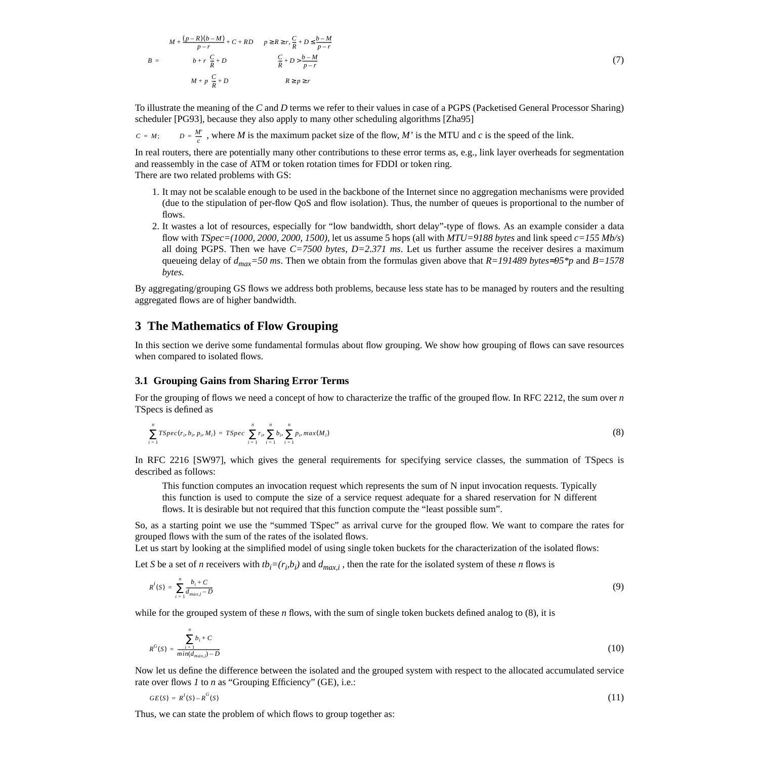$$B = \begin{cases} M + \frac{(p-R)(b-M)}{p-r} + C + RD & p \geq R \geq r, \frac{C}{R} + D \leq \frac{b-M}{p-r} \\ b + r\left(\frac{C}{R} + D\right) & \frac{C}{R} + D > \frac{b-M}{p-r} \\ M + p\left(\frac{C}{R} + D\right) & R \geq p \geq r \end{cases} \tag{7}$$

To illustrate the meaning of the $C$ and $D$ terms we refer to their values in case of a PGPS (Packetised General Processor Sharing) scheduler [PG93], because they also apply to many other scheduling algorithms [Zha95]

$C = M; \quad D = \frac{M'}{c}$ , where $M$ is the maximum packet size of the flow, $M'$ is the MTU and $c$ is the speed of the link.

In real routers, there are potentially many other contributions to these error terms as, e.g., link layer overheads for segmentation and reassembly in the case of ATM or token rotation times for FDDI or token ring.
There are two related problems with GS:

1. It may not be scalable enough to be used in the backbone of the Internet since no aggregation mechanisms were provided (due to the stipulation of per-flow QoS and flow isolation). Thus, the number of queues is proportional to the number of flows.
2. It wastes a lot of resources, especially for "low bandwidth, short delay"-type of flows. As an example consider a data flow with *TSpec=(1000, 2000, 2000, 1500)*, let us assume 5 hops (all with *MTU=9188 bytes* and link speed *c=155 Mb/s*) all doing PGPS. Then we have *C=7500 bytes*, *D=2.371 ms*. Let us further assume the receiver desires a maximum queueing delay of $d_{max}$*=50 ms*. Then we obtain from the formulas given above that *R=191489 bytes≈95\*p* and *B=1578 bytes.*

By aggregating/grouping GS flows we address both problems, because less state has to be managed by routers and the resulting aggregated flows are of higher bandwidth.

## 3 The Mathematics of Flow Grouping

In this section we derive some fundamental formulas about flow grouping. We show how grouping of flows can save resources when compared to isolated flows.

### 3.1 Grouping Gains from Sharing Error Terms

For the grouping of flows we need a concept of how to characterize the traffic of the grouped flow. In RFC 2212, the sum over $n$ TSpecs is defined as

$$\sum_{i=1}^{n} TSpec(r_i, b_i, p_i, M_i) = TSpec\left(\sum_{i=1}^{n} r_i, \sum_{i=1}^{n} b_i, \sum_{i=1}^{n} p_i, max(M_i)\right) \tag{8}$$

In RFC 2216 [SW97], which gives the general requirements for specifying service classes, the summation of TSpecs is described as follows:

> This function computes an invocation request which represents the sum of N input invocation requests. Typically this function is used to compute the size of a service request adequate for a shared reservation for N different flows. It is desirable but not required that this function compute the "least possible sum".

So, as a starting point we use the "summed TSpec" as arrival curve for the grouped flow. We want to compare the rates for grouped flows with the sum of the rates of the isolated flows.
Let us start by looking at the simplified model of using single token buckets for the characterization of the isolated flows:

Let $S$ be a set of $n$ receivers with $tb_i=(r_i,b_i)$ and $d_{max,i}$ , then the rate for the isolated system of these $n$ flows is

$$R^I(S) = \sum_{i=1}^{n} \frac{b_i + C}{d_{max,i} - D} \tag{9}$$

while for the grouped system of these $n$ flows, with the sum of single token buckets defined analog to (8), it is

$$R^G(S) = \frac{\sum_{i=1}^{n} b_i + C}{min(d_{max,i}) - D} \tag{10}$$

Now let us define the difference between the isolated and the grouped system with respect to the allocated accumulated service rate over flows $1$ to $n$ as "Grouping Efficiency" (GE), i.e.:

$$GE(S) = R^I(S) - R^G(S) \tag{11}$$

Thus, we can state the problem of which flows to group together as: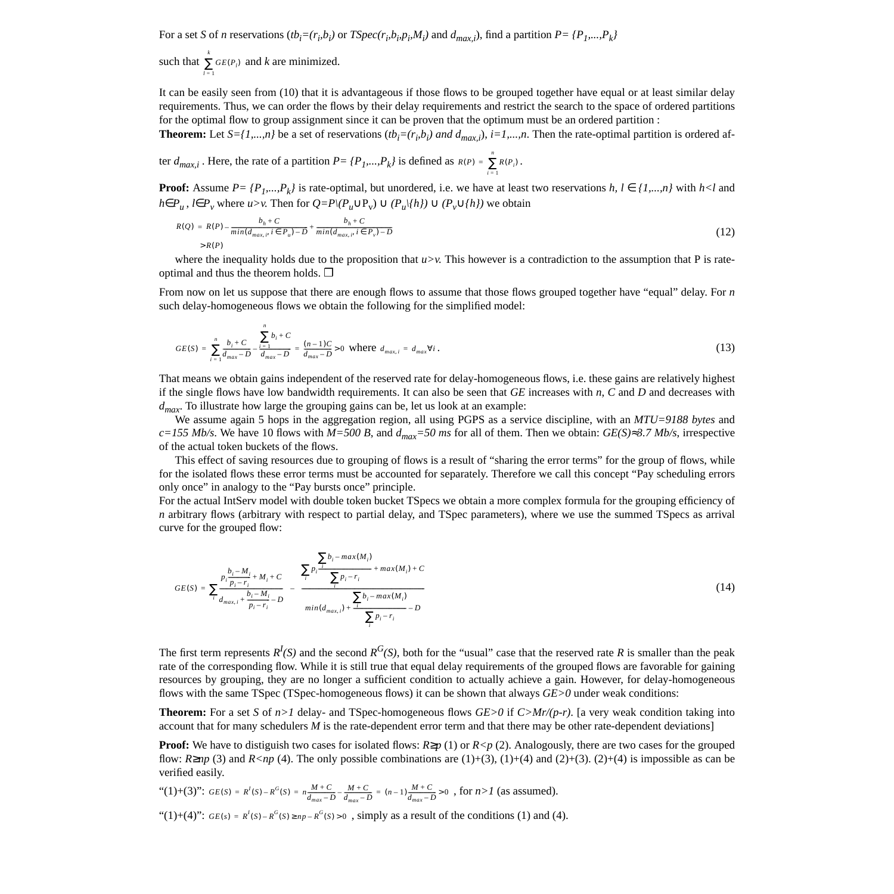For a set $S$ of $n$ reservations ($tb_i=(r_i,b_i)$ or $TSpec(r_i,b_i,p_i,M_i)$ and $d_{max,i}$), find a partition $P=\{P_1,...,P_k\}$ such that $\sum_{i=1}^{k} GE(P_i)$ and $k$ are minimized.

It can be easily seen from (10) that it is advantageous if those flows to be grouped together have equal or at least similar delay requirements. Thus, we can order the flows by their delay requirements and restrict the search to the space of ordered partitions for the optimal flow to group assignment since it can be proven that the optimum must be an ordered partition :

**Theorem:** Let $S=\{1,...,n\}$ be a set of reservations ($tb_i=(r_i,b_i)$ *and* $d_{max,i}$), $i=1,...,n$. Then the rate-optimal partition is ordered after $d_{max,i}$ . Here, the rate of a partition $P=\{P_1,...,P_k\}$ is defined as $R(P) = \sum_{i=1}^{n} R(P_i)$ .

**Proof:** Assume $P=\{P_1,...,P_k\}$ is rate-optimal, but unordered, i.e. we have at least two reservations $h, l \in \{1,...,n\}$ with $h<l$ and $h \in P_u$ , $l \in P_v$ where $u>v$. Then for $Q=P \backslash (P_u \cup P_v) \cup (P_u \backslash \{h\}) \cup (P_v \cup \{h\})$ we obtain

$$R(Q) = R(P) - \frac{b_h + C}{min(d_{max,i}, i \in P_u) - D} + \frac{b_h + C}{min(d_{max,i}, i \in P_v) - D} > R(P) \tag{12}$$

where the inequality holds due to the proposition that $u>v$. This however is a contradiction to the assumption that P is rate-optimal and thus the theorem holds. ❒

From now on let us suppose that there are enough flows to assume that those flows grouped together have “equal” delay. For $n$ such delay-homogeneous flows we obtain the following for the simplified model:

$$GE(S) = \sum_{i=1}^{n} \frac{b_i + C}{d_{max} - D} - \frac{\sum_{i=1}^{n} b_i + C}{d_{max} - D} = \frac{(n-1)C}{d_{max} - D} > 0 \text{ where } d_{max,i} = d_{max} \forall i . \tag{13}$$

That means we obtain gains independent of the reserved rate for delay-homogeneous flows, i.e. these gains are relatively highest if the single flows have low bandwidth requirements. It can also be seen that $GE$ increases with $n$, $C$ and $D$ and decreases with $d_{max}$. To illustrate how large the grouping gains can be, let us look at an example:

We assume again 5 hops in the aggregation region, all using PGPS as a service discipline, with an *MTU=9188 bytes* and *c=155 Mb/s*. We have 10 flows with *M=500 B*, and $d_{max}$*=50 ms* for all of them. Then we obtain: $GE(S) \approx 3.7$ *Mb/s*, irrespective of the actual token buckets of the flows.

This effect of saving resources due to grouping of flows is a result of “sharing the error terms” for the group of flows, while for the isolated flows these error terms must be accounted for separately. Therefore we call this concept “Pay scheduling errors only once” in analogy to the “Pay bursts once” principle.

For the actual IntServ model with double token bucket TSpecs we obtain a more complex formula for the grouping efficiency of $n$ arbitrary flows (arbitrary with respect to partial delay, and TSpec parameters), where we use the summed TSpecs as arrival curve for the grouped flow:

$$GE(S) = \sum_i \frac{p_i \frac{b_i - M_i}{p_i - r_i} + M_i + C}{d_{max,i} + \frac{b_i - M_i}{p_i - r_i} - D} - \frac{\sum_i p_i \frac{\sum_i b_i - max(M_i)}{\sum_i p_i - r_i} + max(M_i) + C}{min(d_{max,i}) + \frac{\sum_i b_i - max(M_i)}{\sum_i p_i - r_i} - D} \tag{14}$$

The first term represents $R^I(S)$ and the second $R^G(S)$, both for the “usual” case that the reserved rate $R$ is smaller than the peak rate of the corresponding flow. While it is still true that equal delay requirements of the grouped flows are favorable for gaining resources by grouping, they are no longer a sufficient condition to actually achieve a gain. However, for delay-homogeneous flows with the same TSpec (TSpec-homogeneous flows) it can be shown that always $GE>0$ under weak conditions:

**Theorem:** For a set $S$ of $n>1$ delay- and TSpec-homogeneous flows $GE>0$ if $C>Mr/(p-r)$. [a very weak condition taking into account that for many schedulers $M$ is the rate-dependent error term and that there may be other rate-dependent deviations]

**Proof:** We have to distiguish two cases for isolated flows: $R \geq p$ (1) or $R<p$ (2). Analogously, there are two cases for the grouped flow: $R \geq np$ (3) and $R<np$ (4). The only possible combinations are (1)+(3), (1)+(4) and (2)+(3). (2)+(4) is impossible as can be verified easily.

“(1)+(3)”: $GE(S) = R^I(S) - R^G(S) = n\frac{M+C}{d_{max} - D} - \frac{M+C}{d_{max} - D} = (n-1)\frac{M+C}{d_{max} - D} > 0$ , for $n>1$ (as assumed).

“(1)+(4)”: $GE(s) = R^I(S) - R^G(S) \geq np - R^G(S) > 0$ , simply as a result of the conditions (1) and (4).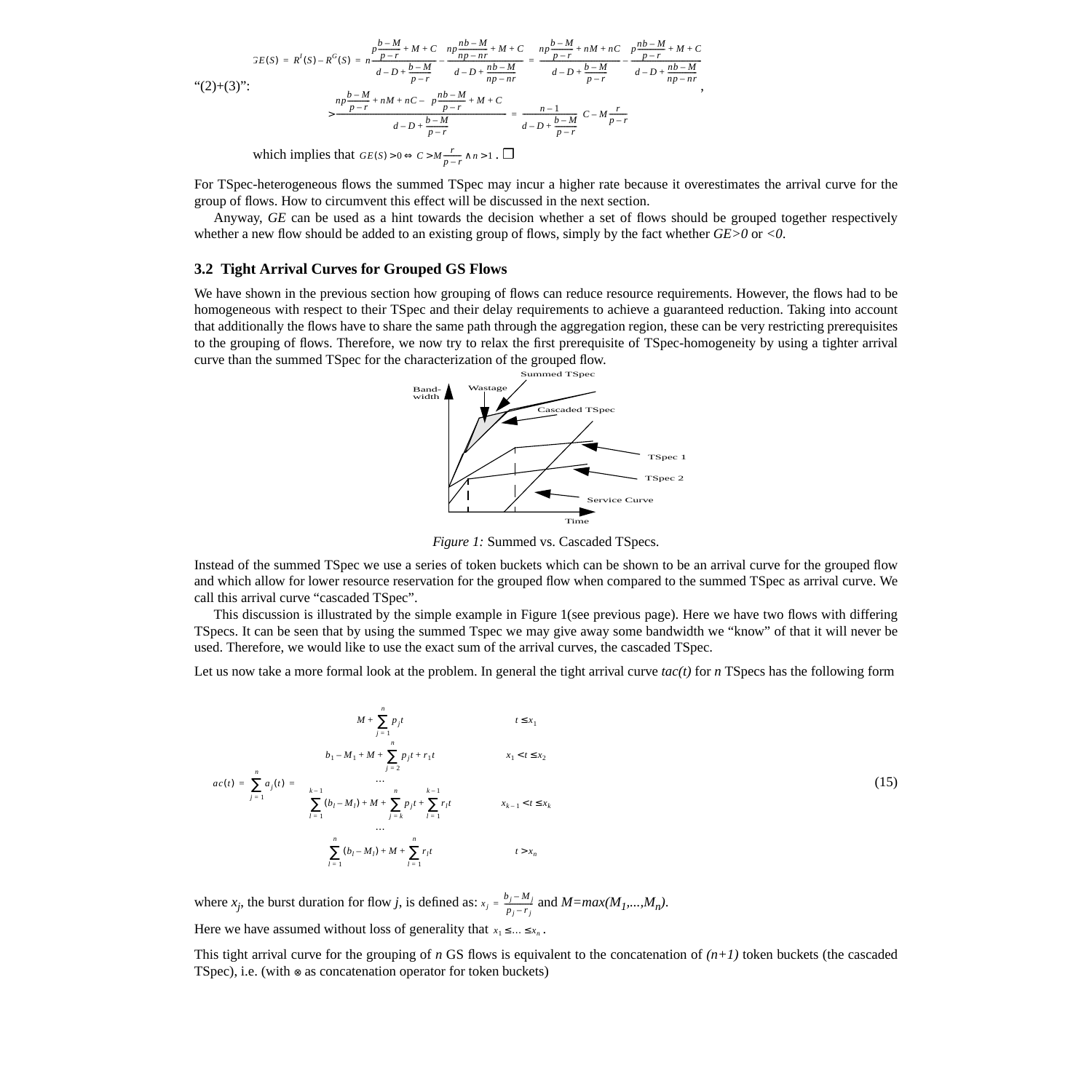"(2)+(3)":

$$GE(S) = R^I(S) - R^G(S) = n\frac{p\frac{b-M}{p-r} + M + C}{d - D + \frac{b-M}{p-r}} - \frac{np\frac{nb-M}{np-nr} + M + C}{d - D + \frac{nb-M}{np-nr}} = \frac{np\frac{b-M}{p-r} + nM + nC}{d - D + \frac{b-M}{p-r}} - \frac{p\frac{nb-M}{p-r} + M + C}{d - D + \frac{nb-M}{np-nr}},$$

$$> \frac{np\frac{b-M}{p-r} + nM + nC - p\frac{nb-M}{p-r} + M + C}{d - D + \frac{b-M}{p-r}} = \frac{n-1}{d - D + \frac{b-M}{p-r}}\left(C - M\frac{r}{p-r}\right)$$

which implies that $GE(S) > 0 \Leftrightarrow C > M\frac{r}{p-r} \wedge n > 1$. ❐

For TSpec-heterogeneous flows the summed TSpec may incur a higher rate because it overestimates the arrival curve for the group of flows. How to circumvent this effect will be discussed in the next section.

Anyway, *GE* can be used as a hint towards the decision whether a set of flows should be grouped together respectively whether a new flow should be added to an existing group of flows, simply by the fact whether *GE>0* or *<0*.

### 3.2 Tight Arrival Curves for Grouped GS Flows

We have shown in the previous section how grouping of flows can reduce resource requirements. However, the flows had to be homogeneous with respect to their TSpec and their delay requirements to achieve a guaranteed reduction. Taking into account that additionally the flows have to share the same path through the aggregation region, these can be very restricting prerequisites to the grouping of flows. Therefore, we now try to relax the first prerequisite of TSpec-homogeneity by using a tighter arrival curve than the summed TSpec for the characterization of the grouped flow.

*Figure 1:* Summed vs. Cascaded TSpecs.

Instead of the summed TSpec we use a series of token buckets which can be shown to be an arrival curve for the grouped flow and which allow for lower resource reservation for the grouped flow when compared to the summed TSpec as arrival curve. We call this arrival curve "cascaded TSpec".

This discussion is illustrated by the simple example in Figure 1(see previous page). Here we have two flows with differing TSpecs. It can be seen that by using the summed Tspec we may give away some bandwidth we "know" of that it will never be used. Therefore, we would like to use the exact sum of the arrival curves, the cascaded TSpec.

Let us now take a more formal look at the problem. In general the tight arrival curve *tac(t)* for *n* TSpecs has the following form

$$ac(t) = \sum_{j=1}^{n} a_j(t) = \begin{cases} M + \sum_{j=1}^{n} p_j t & t \le x_1 \\ b_1 - M_1 + M + \sum_{j=2}^{n} p_j t + r_1 t & x_1 < t \le x_2 \\ \dots & \\ \sum_{l=1}^{k-1} (b_l - M_l) + M + \sum_{j=k}^{n} p_j t + \sum_{l=1}^{k-1} r_l t & x_{k-1} < t \le x_k \\ \dots & \\ \sum_{l=1}^{n} (b_l - M_l) + M + \sum_{l=1}^{n} r_l t & t > x_n \end{cases} \quad (15)$$

where $x_j$, the burst duration for flow *j*, is defined as: $x_j = \frac{b_j - M_j}{p_j - r_j}$ and $M=max(M_1,...,M_n)$.

Here we have assumed without loss of generality that $x_1 \le \dots \le x_n$.

This tight arrival curve for the grouping of *n* GS flows is equivalent to the concatenation of *(n+1)* token buckets (the cascaded TSpec), i.e. (with $\otimes$ as concatenation operator for token buckets)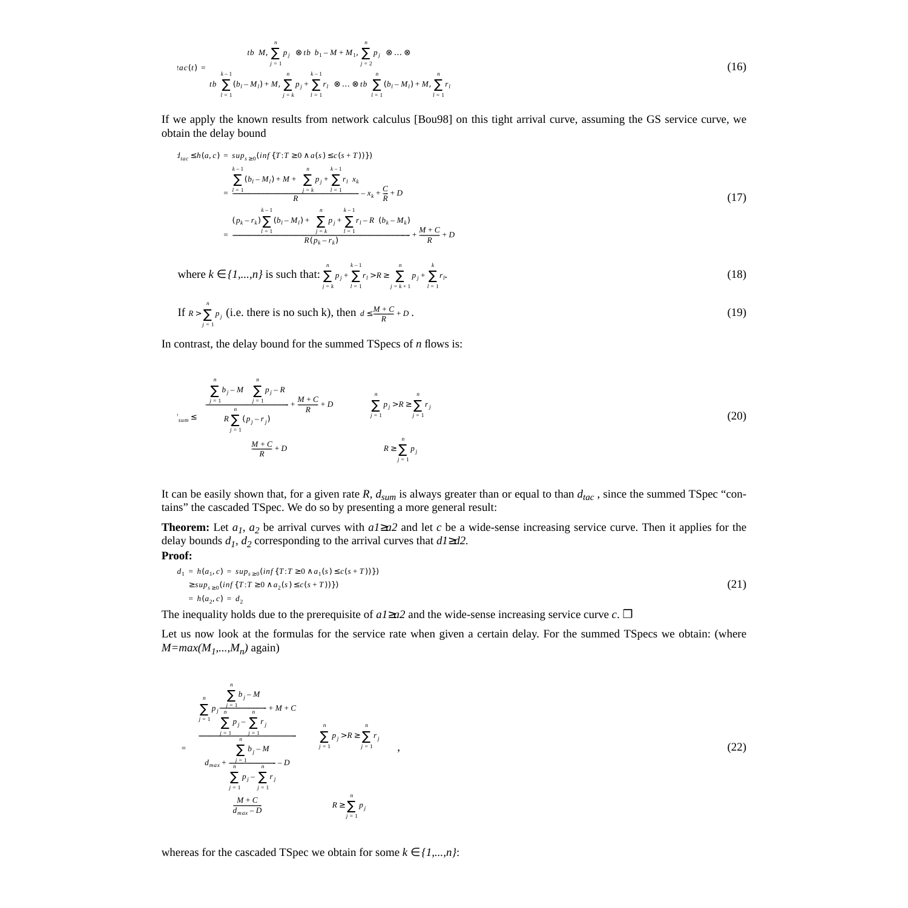$$tac(t) = \begin{array}{c} tb\left(M, \sum_{j=1}^{n} p_j\right) \otimes tb\left(b_1 - M + M_1, \sum_{j=2}^{n} p_j\right) \otimes \ldots \otimes \\ tb\left(\sum_{l=1}^{k-1}(b_l - M_l) + M, \sum_{j=k}^{n} p_j + \sum_{l=1}^{k-1} r_l\right) \otimes \ldots \otimes tb\left(\sum_{l=1}^{n}(b_l - M_l) + M, \sum_{l=1}^{n} r_l\right) \end{array} \tag{16}$$

If we apply the known results from network calculus [Bou98] on this tight arrival curve, assuming the GS service curve, we obtain the delay bound

$$\begin{aligned} d_{tac} \le h(a, c) &= sup_{s \ge 0}(inf\{T : T \ge 0 \wedge a(s) \le c(s+T)\}) \\ &= \frac{\sum_{l=1}^{k-1}(b_l - M_l) + M + \left(\sum_{j=k}^{n} p_j + \sum_{l=1}^{k-1} r_l\right) x_k}{R} - x_k + \frac{C}{R} + D \\ &= \frac{(p_k - r_k)\sum_{l=1}^{k-1}(b_l - M_l) + \left(\sum_{j=k}^{n} p_j + \sum_{l=1}^{k-1} r_l - R\right)(b_k - M_k)}{R(p_k - r_k)} + \frac{M + C}{R} + D \end{aligned} \tag{17}$$

where $k \in \{1,...,n\}$ is such that: $\sum_{j=k}^{n} p_j + \sum_{l=1}^{k-1} r_l > R \ge \sum_{j=k+1}^{n} p_j + \sum_{l=1}^{k} r_l$. (18)

If $R > \sum_{j=1}^{n} p_j$ (i.e. there is no such k), then $d \le \frac{M + C}{R} + D$. (19)

In contrast, the delay bound for the summed TSpecs of $n$ flows is:

$$d_{sum} \le \begin{cases} \dfrac{\left(\sum_{j=1}^{n} b_j - M\right)\left(\sum_{j=1}^{n} p_j - R\right)}{R\sum_{j=1}^{n}(p_j - r_j)} + \dfrac{M + C}{R} + D & \sum_{j=1}^{n} p_j > R \ge \sum_{j=1}^{n} r_j \\ \dfrac{M + C}{R} + D & R \ge \sum_{j=1}^{n} p_j \end{cases} \tag{20}$$

It can be easily shown that, for a given rate $R$, $d_{sum}$ is always greater than or equal to than $d_{tac}$ , since the summed TSpec "contains" the cascaded TSpec. We do so by presenting a more general result:

**Theorem:** Let $a_1$, $a_2$ be arrival curves with $a1 \ge a2$ and let $c$ be a wide-sense increasing service curve. Then it applies for the delay bounds $d_1$, $d_2$ corresponding to the arrival curves that $d1 \ge d2$.

**Proof:**

$$\begin{aligned} d_1 &= h(a_1, c) = sup_{s \ge 0}(inf\{T : T \ge 0 \wedge a_1(s) \le c(s+T)\}) \\ &\ge sup_{s \ge 0}(inf\{T : T \ge 0 \wedge a_2(s) \le c(s+T)\}) \\ &= h(a_2, c) = d_2 \end{aligned} \tag{21}$$

The inequality holds due to the prerequisite of $a1 \ge a2$ and the wide-sense increasing service curve $c$. ❐

Let us now look at the formulas for the service rate when given a certain delay. For the summed TSpecs we obtain: (where $M=max(M_1,...,M_n)$ again)

$$= \begin{cases} \dfrac{\sum_{j=1}^{n} p_j \dfrac{\sum_{j=1}^{n} b_j - M}{\sum_{j=1}^{n} p_j - \sum_{j=1}^{n} r_j} + M + C}{d_{max} + \dfrac{\sum_{j=1}^{n} b_j - M}{\sum_{j=1}^{n} p_j - \sum_{j=1}^{n} r_j} - D} & \sum_{j=1}^{n} p_j > R \ge \sum_{j=1}^{n} r_j \\ \dfrac{M + C}{d_{max} - D} & R \ge \sum_{j=1}^{n} p_j \end{cases}, \tag{22}$$

whereas for the cascaded TSpec we obtain for some $k \in \{1,...,n\}$: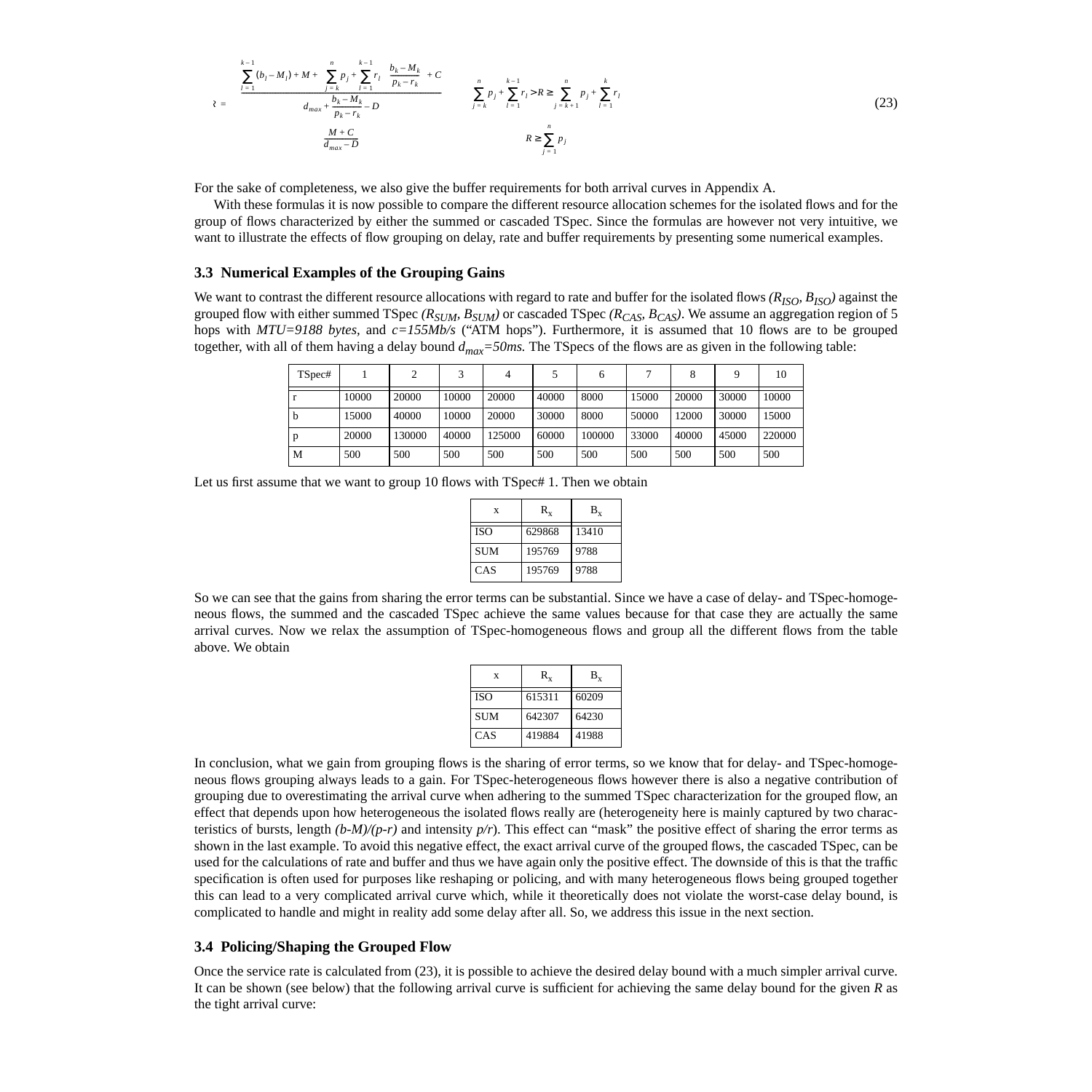$$R = \begin{cases} \dfrac{\sum_{l=1}^{k-1}(b_l - M_l) + M + \left(\sum_{j=k}^{n} p_j + \sum_{l=1}^{k-1} r_l\right)\dfrac{b_k - M_k}{p_k - r_k} + C}{d_{max} + \dfrac{b_k - M_k}{p_k - r_k} - D} & \sum_{j=k}^{n} p_j + \sum_{l=1}^{k-1} r_l > R \geq \sum_{j=k+1}^{n} p_j + \sum_{l=1}^{k} r_l \\ \dfrac{M + C}{d_{max} - D} & R \geq \sum_{j=1}^{n} p_j \end{cases} \tag{23}$$

For the sake of completeness, we also give the buffer requirements for both arrival curves in Appendix A.

With these formulas it is now possible to compare the different resource allocation schemes for the isolated flows and for the group of flows characterized by either the summed or cascaded TSpec. Since the formulas are however not very intuitive, we want to illustrate the effects of flow grouping on delay, rate and buffer requirements by presenting some numerical examples.

### 3.3 Numerical Examples of the Grouping Gains

We want to contrast the different resource allocations with regard to rate and buffer for the isolated flows $(R_{ISO}, B_{ISO})$ against the grouped flow with either summed TSpec $(R_{SUM}, B_{SUM})$ or cascaded TSpec $(R_{CAS}, B_{CAS})$. We assume an aggregation region of 5 hops with *MTU=9188 bytes*, and *c=155Mb/s* ("ATM hops"). Furthermore, it is assumed that 10 flows are to be grouped together, with all of them having a delay bound $d_{max}$*=50ms.* The TSpecs of the flows are as given in the following table:

| TSpec# | 1 | 2 | 3 | 4 | 5 | 6 | 7 | 8 | 9 | 10 |
|---|---|---|---|---|---|---|---|---|---|---|
| r | 10000 | 20000 | 10000 | 20000 | 40000 | 8000 | 15000 | 20000 | 30000 | 10000 |
| b | 15000 | 40000 | 10000 | 20000 | 30000 | 8000 | 50000 | 12000 | 30000 | 15000 |
| p | 20000 | 130000 | 40000 | 125000 | 60000 | 100000 | 33000 | 40000 | 45000 | 220000 |
| M | 500 | 500 | 500 | 500 | 500 | 500 | 500 | 500 | 500 | 500 |

Let us first assume that we want to group 10 flows with TSpec# 1. Then we obtain

| x | $R_x$ | $B_x$ |
|---|---|---|
| ISO | 629868 | 13410 |
| SUM | 195769 | 9788 |
| CAS | 195769 | 9788 |

So we can see that the gains from sharing the error terms can be substantial. Since we have a case of delay- and TSpec-homogeneous flows, the summed and the cascaded TSpec achieve the same values because for that case they are actually the same arrival curves. Now we relax the assumption of TSpec-homogeneous flows and group all the different flows from the table above. We obtain

| x | $R_x$ | $B_x$ |
|---|---|---|
| ISO | 615311 | 60209 |
| SUM | 642307 | 64230 |
| CAS | 419884 | 41988 |

In conclusion, what we gain from grouping flows is the sharing of error terms, so we know that for delay- and TSpec-homogeneous flows grouping always leads to a gain. For TSpec-heterogeneous flows however there is also a negative contribution of grouping due to overestimating the arrival curve when adhering to the summed TSpec characterization for the grouped flow, an effect that depends upon how heterogeneous the isolated flows really are (heterogeneity here is mainly captured by two characteristics of bursts, length $(b-M)/(p-r)$ and intensity $p/r$). This effect can "mask" the positive effect of sharing the error terms as shown in the last example. To avoid this negative effect, the exact arrival curve of the grouped flows, the cascaded TSpec, can be used for the calculations of rate and buffer and thus we have again only the positive effect. The downside of this is that the traffic specification is often used for purposes like reshaping or policing, and with many heterogeneous flows being grouped together this can lead to a very complicated arrival curve which, while it theoretically does not violate the worst-case delay bound, is complicated to handle and might in reality add some delay after all. So, we address this issue in the next section.

### 3.4 Policing/Shaping the Grouped Flow

Once the service rate is calculated from (23), it is possible to achieve the desired delay bound with a much simpler arrival curve. It can be shown (see below) that the following arrival curve is sufficient for achieving the same delay bound for the given $R$ as the tight arrival curve: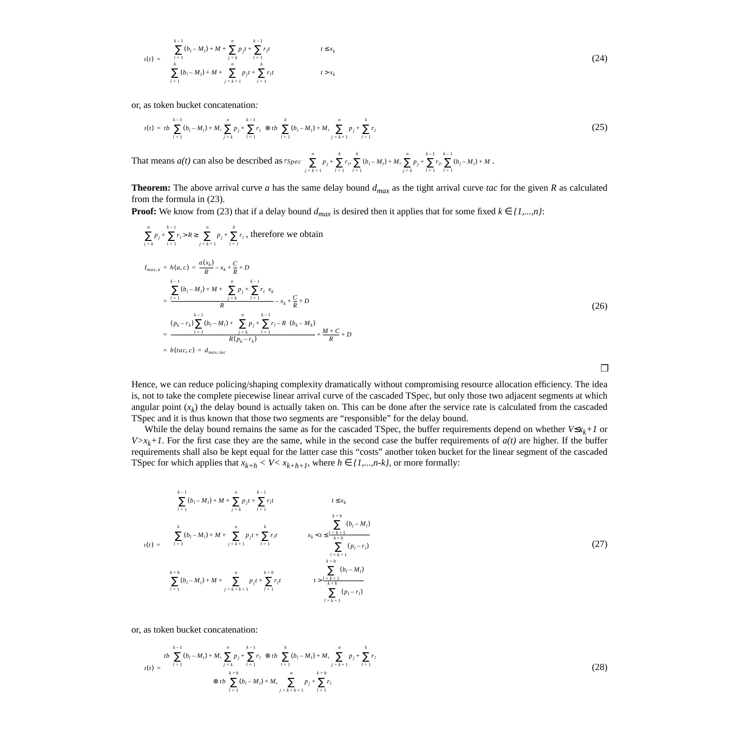$$a(t) = \begin{cases} \sum_{l=1}^{k-1}(b_l - M_l) + M + \sum_{j=k}^{n} p_j t + \sum_{l=1}^{k-1} r_l t & t \le x_k \\ \sum_{l=1}^{k}(b_l - M_l) + M + \sum_{j=k+1}^{n} p_j t + \sum_{l=1}^{k} r_l t & t > x_k \end{cases} \tag{24}$$

or, as token bucket concatenation*:*

$$a(t) = tb\left(\sum_{l=1}^{k-1}(b_l - M_l) + M, \sum_{j=k}^{n} p_j + \sum_{l=1}^{k-1} r_l\right) \otimes tb\left(\sum_{l=1}^{k}(b_l - M_l) + M, \sum_{j=k+1}^{n} p_j + \sum_{l=1}^{k} r_l\right) \tag{25}$$

That means *a(t)* can also be described as $TSpec\left(\sum_{j=k+1}^{n} p_j + \sum_{l=1}^{k} r_l, \sum_{l=1}^{k}(b_l - M_l) + M, \sum_{j=k}^{n} p_j + \sum_{l=1}^{k-1} r_l, \sum_{l=1}^{k-1}(b_l - M_l) + M\right)$.

**Theorem:** The above arrival curve $a$ has the same delay bound $d_{max}$ as the tight arrival curve *tac* for the given $R$ as calculated from the formula in (23).

**Proof:** We know from (23) that if a delay bound $d_{max}$ is desired then it applies that for some fixed $k \in \{1,...,n\}$:

$\sum_{l=k}^{n} p_j + \sum_{l=1}^{k-1} r_l > R \ge \sum_{j=k+1}^{n} p_j + \sum_{l=1}^{k} r_l$, therefore we obtain

$$\begin{aligned} d_{max,a} &= h(a,c) = \frac{a(x_k)}{R} - x_k + \frac{C}{R} + D \\ &= \frac{\sum_{l=1}^{k-1}(b_l - M_l) + M + \left(\sum_{j=k}^{n} p_j + \sum_{l=1}^{k-1} r_l\right) x_k}{R} - x_k + \frac{C}{R} + D \\ &= \frac{(p_k - r_k)\sum_{l=1}^{k-1}(b_l - M_l) + \left(\sum_{j=k}^{n} p_j + \sum_{l=1}^{k-1} r_l - R\right)(b_k - M_k)}{R(p_k - r_k)} + \frac{M + C}{R} + D \\ &= h(tac, c) = d_{max,tac} \end{aligned} \tag{26}$$

❐

Hence, we can reduce policing/shaping complexity dramatically without compromising resource allocation efficiency. The idea is, not to take the complete piecewise linear arrival curve of the cascaded TSpec, but only those two adjacent segments at which angular point ($x_k$) the delay bound is actually taken on. This can be done after the service rate is calculated from the cascaded TSpec and it is thus known that those two segments are "responsible" for the delay bound.

While the delay bound remains the same as for the cascaded TSpec, the buffer requirements depend on whether $V \le x_{k+1}$ or $V > x_{k+1}$. For the first case they are the same, while in the second case the buffer requirements of *a(t)* are higher. If the buffer requirements shall also be kept equal for the latter case this "costs" another token bucket for the linear segment of the cascaded TSpec for which applies that $x_{k+h} < V < x_{k+h+1}$, where $h \in \{1,...,n-k\}$, or more formally:

$$a(t) = \begin{cases} \sum_{l=1}^{k-1}(b_l - M_l) + M + \sum_{j=k}^{n} p_j t + \sum_{l=1}^{k-1} r_l t & t \le x_k \\ \sum_{l=1}^{k}(b_l - M_l) + M + \sum_{j=k+1}^{n} p_j t + \sum_{l=1}^{k} r_l t & x_k < t \le \dfrac{\sum_{l=k+1}^{k+h}(b_l - M_l)}{\sum_{l=k+1}^{k+h}(p_l - r_l)} \\ \sum_{l=1}^{k+h}(b_l - M_l) + M + \sum_{j=k+h+1}^{n} p_j t + \sum_{l=1}^{k+h} r_l t & t > \dfrac{\sum_{l=k+1}^{k+h}(b_l - M_l)}{\sum_{l=k+1}^{k+h}(p_l - r_l)} \end{cases} \tag{27}$$

or, as token bucket concatenation:

$$a(t) = \begin{aligned} & tb\left(\sum_{l=1}^{k-1}(b_l - M_l) + M, \sum_{j=k}^{n} p_j + \sum_{l=1}^{k-1} r_l\right) \otimes tb\left(\sum_{l=1}^{k}(b_l - M_l) + M, \sum_{j=k+1}^{n} p_j + \sum_{l=1}^{k} r_l\right) \\ & \otimes tb\left(\sum_{l=1}^{k+h}(b_l - M_l) + M, \sum_{j=k+h+1}^{n} p_j + \sum_{l=1}^{k+h} r_l\right) \end{aligned} \tag{28}$$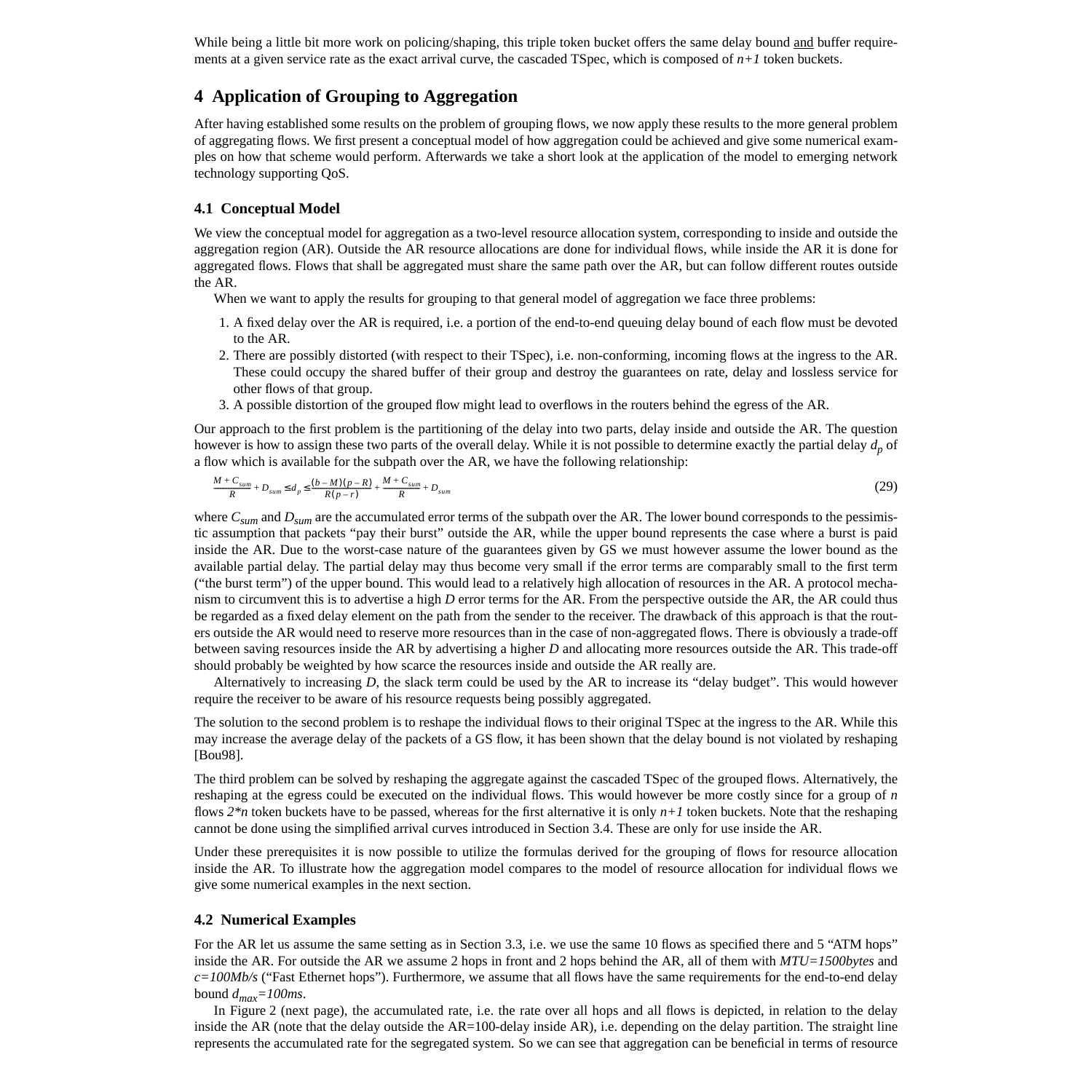While being a little bit more work on policing/shaping, this triple token bucket offers the same delay bound and buffer requirements at a given service rate as the exact arrival curve, the cascaded TSpec, which is composed of *n+1* token buckets.

## 4 Application of Grouping to Aggregation

After having established some results on the problem of grouping flows, we now apply these results to the more general problem of aggregating flows. We first present a conceptual model of how aggregation could be achieved and give some numerical examples on how that scheme would perform. Afterwards we take a short look at the application of the model to emerging network technology supporting QoS.

### 4.1 Conceptual Model

We view the conceptual model for aggregation as a two-level resource allocation system, corresponding to inside and outside the aggregation region (AR). Outside the AR resource allocations are done for individual flows, while inside the AR it is done for aggregated flows. Flows that shall be aggregated must share the same path over the AR, but can follow different routes outside the AR.

When we want to apply the results for grouping to that general model of aggregation we face three problems:

1. A fixed delay over the AR is required, i.e. a portion of the end-to-end queuing delay bound of each flow must be devoted to the AR.
2. There are possibly distorted (with respect to their TSpec), i.e. non-conforming, incoming flows at the ingress to the AR. These could occupy the shared buffer of their group and destroy the guarantees on rate, delay and lossless service for other flows of that group.
3. A possible distortion of the grouped flow might lead to overflows in the routers behind the egress of the AR.

Our approach to the first problem is the partitioning of the delay into two parts, delay inside and outside the AR. The question however is how to assign these two parts of the overall delay. While it is not possible to determine exactly the partial delay $d_p$ of a flow which is available for the subpath over the AR, we have the following relationship:

$$\frac{M + C_{sum}}{R} + D_{sum} \le d_p \le \frac{(b-M)(p-R)}{R(p-r)} + \frac{M + C_{sum}}{R} + D_{sum} \tag{29}$$

where $C_{sum}$ and $D_{sum}$ are the accumulated error terms of the subpath over the AR. The lower bound corresponds to the pessimistic assumption that packets "pay their burst" outside the AR, while the upper bound represents the case where a burst is paid inside the AR. Due to the worst-case nature of the guarantees given by GS we must however assume the lower bound as the available partial delay. The partial delay may thus become very small if the error terms are comparably small to the first term ("the burst term") of the upper bound. This would lead to a relatively high allocation of resources in the AR. A protocol mechanism to circumvent this is to advertise a high *D* error terms for the AR. From the perspective outside the AR, the AR could thus be regarded as a fixed delay element on the path from the sender to the receiver. The drawback of this approach is that the routers outside the AR would need to reserve more resources than in the case of non-aggregated flows. There is obviously a trade-off between saving resources inside the AR by advertising a higher *D* and allocating more resources outside the AR. This trade-off should probably be weighted by how scarce the resources inside and outside the AR really are.

Alternatively to increasing *D*, the slack term could be used by the AR to increase its "delay budget". This would however require the receiver to be aware of his resource requests being possibly aggregated.

The solution to the second problem is to reshape the individual flows to their original TSpec at the ingress to the AR. While this may increase the average delay of the packets of a GS flow, it has been shown that the delay bound is not violated by reshaping [Bou98].

The third problem can be solved by reshaping the aggregate against the cascaded TSpec of the grouped flows. Alternatively, the reshaping at the egress could be executed on the individual flows. This would however be more costly since for a group of *n* flows *2\*n* token buckets have to be passed, whereas for the first alternative it is only *n+1* token buckets. Note that the reshaping cannot be done using the simplified arrival curves introduced in Section 3.4. These are only for use inside the AR.

Under these prerequisites it is now possible to utilize the formulas derived for the grouping of flows for resource allocation inside the AR. To illustrate how the aggregation model compares to the model of resource allocation for individual flows we give some numerical examples in the next section.

### 4.2 Numerical Examples

For the AR let us assume the same setting as in Section 3.3, i.e. we use the same 10 flows as specified there and 5 "ATM hops" inside the AR. For outside the AR we assume 2 hops in front and 2 hops behind the AR, all of them with *MTU=1500bytes* and *c=100Mb/s* ("Fast Ethernet hops"). Furthermore, we assume that all flows have the same requirements for the end-to-end delay bound $d_{max}$*=100ms*.

In Figure 2 (next page), the accumulated rate, i.e. the rate over all hops and all flows is depicted, in relation to the delay inside the AR (note that the delay outside the AR=100-delay inside AR), i.e. depending on the delay partition. The straight line represents the accumulated rate for the segregated system. So we can see that aggregation can be beneficial in terms of resource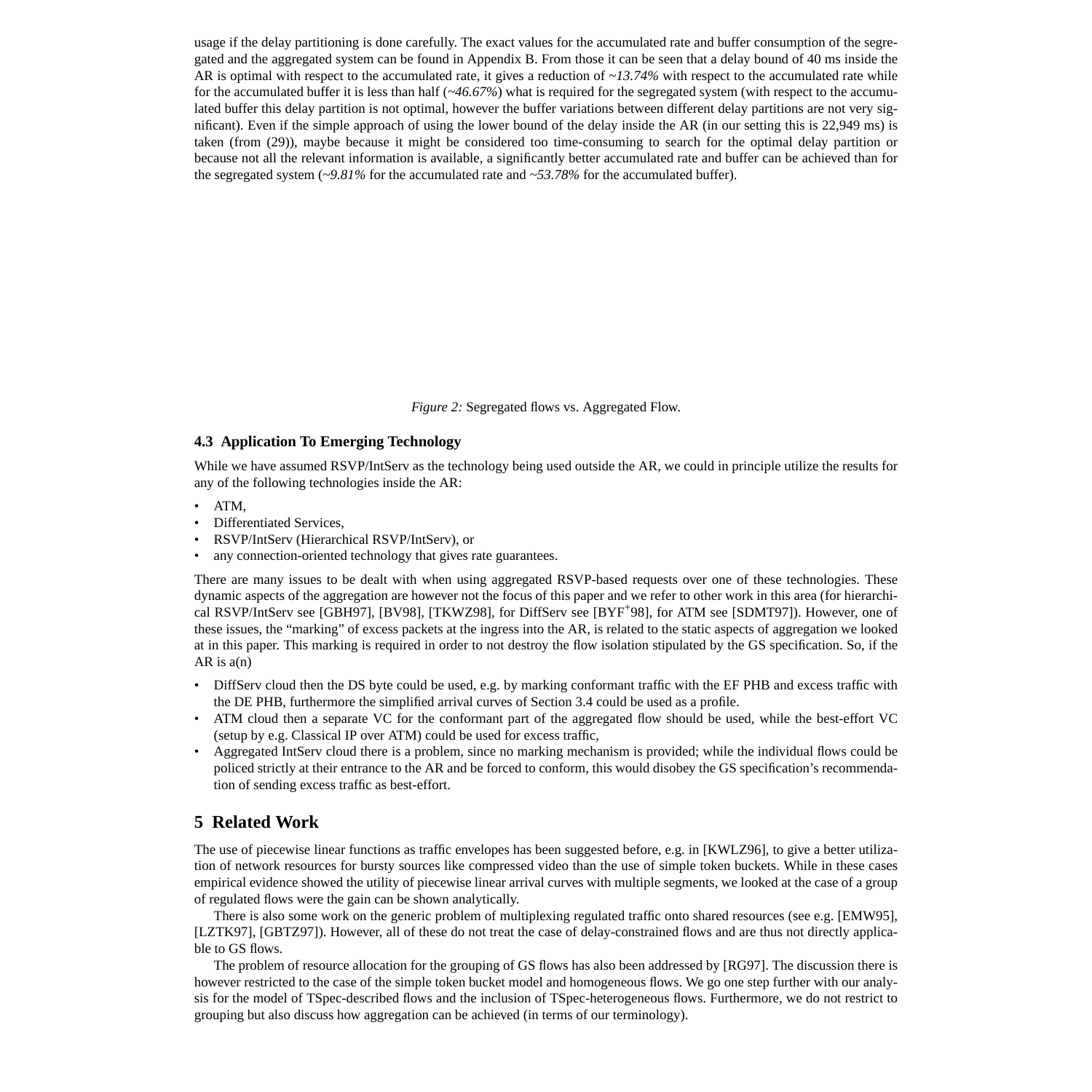usage if the delay partitioning is done carefully. The exact values for the accumulated rate and buffer consumption of the segregated and the aggregated system can be found in Appendix B. From those it can be seen that a delay bound of 40 ms inside the AR is optimal with respect to the accumulated rate, it gives a reduction of *~13.74%* with respect to the accumulated rate while for the accumulated buffer it is less than half (*~46.67%*) what is required for the segregated system (with respect to the accumulated buffer this delay partition is not optimal, however the buffer variations between different delay partitions are not very significant). Even if the simple approach of using the lower bound of the delay inside the AR (in our setting this is 22,949 ms) is taken (from (29)), maybe because it might be considered too time-consuming to search for the optimal delay partition or because not all the relevant information is available, a significantly better accumulated rate and buffer can be achieved than for the segregated system (*~9.81%* for the accumulated rate and *~53.78%* for the accumulated buffer).

*Figure 2:* Segregated flows vs. Aggregated Flow.

### 4.3 Application To Emerging Technology

While we have assumed RSVP/IntServ as the technology being used outside the AR, we could in principle utilize the results for any of the following technologies inside the AR:

- ATM,
- Differentiated Services,
- RSVP/IntServ (Hierarchical RSVP/IntServ), or
- any connection-oriented technology that gives rate guarantees.

There are many issues to be dealt with when using aggregated RSVP-based requests over one of these technologies. These dynamic aspects of the aggregation are however not the focus of this paper and we refer to other work in this area (for hierarchical RSVP/IntServ see [GBH97], [BV98], [TKWZ98], for DiffServ see [BYF+98], for ATM see [SDMT97]). However, one of these issues, the "marking" of excess packets at the ingress into the AR, is related to the static aspects of aggregation we looked at in this paper. This marking is required in order to not destroy the flow isolation stipulated by the GS specification. So, if the AR is a(n)

- DiffServ cloud then the DS byte could be used, e.g. by marking conformant traffic with the EF PHB and excess traffic with the DE PHB, furthermore the simplified arrival curves of Section 3.4 could be used as a profile.
- ATM cloud then a separate VC for the conformant part of the aggregated flow should be used, while the best-effort VC (setup by e.g. Classical IP over ATM) could be used for excess traffic,
- Aggregated IntServ cloud there is a problem, since no marking mechanism is provided; while the individual flows could be policed strictly at their entrance to the AR and be forced to conform, this would disobey the GS specification's recommendation of sending excess traffic as best-effort.

## 5 Related Work

The use of piecewise linear functions as traffic envelopes has been suggested before, e.g. in [KWLZ96], to give a better utilization of network resources for bursty sources like compressed video than the use of simple token buckets. While in these cases empirical evidence showed the utility of piecewise linear arrival curves with multiple segments, we looked at the case of a group of regulated flows were the gain can be shown analytically.

There is also some work on the generic problem of multiplexing regulated traffic onto shared resources (see e.g. [EMW95], [LZTK97], [GBTZ97]). However, all of these do not treat the case of delay-constrained flows and are thus not directly applicable to GS flows.

The problem of resource allocation for the grouping of GS flows has also been addressed by [RG97]. The discussion there is however restricted to the case of the simple token bucket model and homogeneous flows. We go one step further with our analysis for the model of TSpec-described flows and the inclusion of TSpec-heterogeneous flows. Furthermore, we do not restrict to grouping but also discuss how aggregation can be achieved (in terms of our terminology).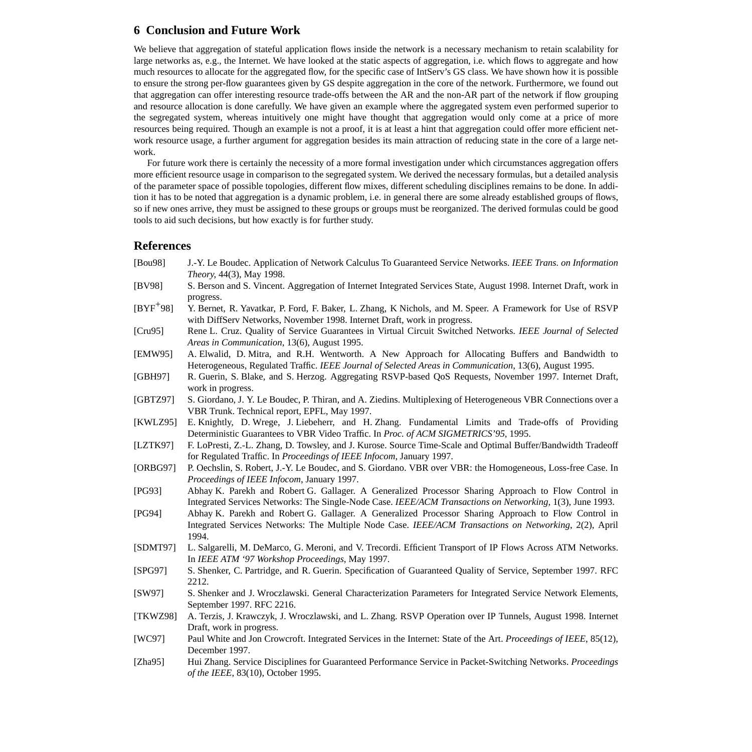## 6 Conclusion and Future Work

We believe that aggregation of stateful application flows inside the network is a necessary mechanism to retain scalability for large networks as, e.g., the Internet. We have looked at the static aspects of aggregation, i.e. which flows to aggregate and how much resources to allocate for the aggregated flow, for the specific case of IntServ's GS class. We have shown how it is possible to ensure the strong per-flow guarantees given by GS despite aggregation in the core of the network. Furthermore, we found out that aggregation can offer interesting resource trade-offs between the AR and the non-AR part of the network if flow grouping and resource allocation is done carefully. We have given an example where the aggregated system even performed superior to the segregated system, whereas intuitively one might have thought that aggregation would only come at a price of more resources being required. Though an example is not a proof, it is at least a hint that aggregation could offer more efficient network resource usage, a further argument for aggregation besides its main attraction of reducing state in the core of a large network.

For future work there is certainly the necessity of a more formal investigation under which circumstances aggregation offers more efficient resource usage in comparison to the segregated system. We derived the necessary formulas, but a detailed analysis of the parameter space of possible topologies, different flow mixes, different scheduling disciplines remains to be done. In addition it has to be noted that aggregation is a dynamic problem, i.e. in general there are some already established groups of flows, so if new ones arrive, they must be assigned to these groups or groups must be reorganized. The derived formulas could be good tools to aid such decisions, but how exactly is for further study.

## References

[Bou98] J.-Y. Le Boudec. Application of Network Calculus To Guaranteed Service Networks. *IEEE Trans. on Information Theory*, 44(3), May 1998.

[BV98] S. Berson and S. Vincent. Aggregation of Internet Integrated Services State, August 1998. Internet Draft, work in progress.

[BYF+98] Y. Bernet, R. Yavatkar, P. Ford, F. Baker, L. Zhang, K Nichols, and M. Speer. A Framework for Use of RSVP with DiffServ Networks, November 1998. Internet Draft, work in progress.

[Cru95] Rene L. Cruz. Quality of Service Guarantees in Virtual Circuit Switched Networks. *IEEE Journal of Selected Areas in Communication*, 13(6), August 1995.

[EMW95] A. Elwalid, D. Mitra, and R.H. Wentworth. A New Approach for Allocating Buffers and Bandwidth to Heterogeneous, Regulated Traffic. *IEEE Journal of Selected Areas in Communication*, 13(6), August 1995.

[GBH97] R. Guerin, S. Blake, and S. Herzog. Aggregating RSVP-based QoS Requests, November 1997. Internet Draft, work in progress.

[GBTZ97] S. Giordano, J. Y. Le Boudec, P. Thiran, and A. Ziedins. Multiplexing of Heterogeneous VBR Connections over a VBR Trunk. Technical report, EPFL, May 1997.

[KWLZ95] E. Knightly, D. Wrege, J. Liebeherr, and H. Zhang. Fundamental Limits and Trade-offs of Providing Deterministic Guarantees to VBR Video Traffic. In *Proc. of ACM SIGMETRICS'95*, 1995.

[LZTK97] F. LoPresti, Z.-L. Zhang, D. Towsley, and J. Kurose. Source Time-Scale and Optimal Buffer/Bandwidth Tradeoff for Regulated Traffic. In *Proceedings of IEEE Infocom*, January 1997.

[ORBG97] P. Oechslin, S. Robert, J.-Y. Le Boudec, and S. Giordano. VBR over VBR: the Homogeneous, Loss-free Case. In *Proceedings of IEEE Infocom*, January 1997.

[PG93] Abhay K. Parekh and Robert G. Gallager. A Generalized Processor Sharing Approach to Flow Control in Integrated Services Networks: The Single-Node Case. *IEEE/ACM Transactions on Networking*, 1(3), June 1993.

[PG94] Abhay K. Parekh and Robert G. Gallager. A Generalized Processor Sharing Approach to Flow Control in Integrated Services Networks: The Multiple Node Case. *IEEE/ACM Transactions on Networking*, 2(2), April 1994.

[SDMT97] L. Salgarelli, M. DeMarco, G. Meroni, and V. Trecordi. Efficient Transport of IP Flows Across ATM Networks. In *IEEE ATM '97 Workshop Proceedings*, May 1997.

[SPG97] S. Shenker, C. Partridge, and R. Guerin. Specification of Guaranteed Quality of Service, September 1997. RFC 2212.

[SW97] S. Shenker and J. Wroczlawski. General Characterization Parameters for Integrated Service Network Elements, September 1997. RFC 2216.

[TKWZ98] A. Terzis, J. Krawczyk, J. Wroczlawski, and L. Zhang. RSVP Operation over IP Tunnels, August 1998. Internet Draft, work in progress.

[WC97] Paul White and Jon Crowcroft. Integrated Services in the Internet: State of the Art. *Proceedings of IEEE*, 85(12), December 1997.

[Zha95] Hui Zhang. Service Disciplines for Guaranteed Performance Service in Packet-Switching Networks. *Proceedings of the IEEE*, 83(10), October 1995.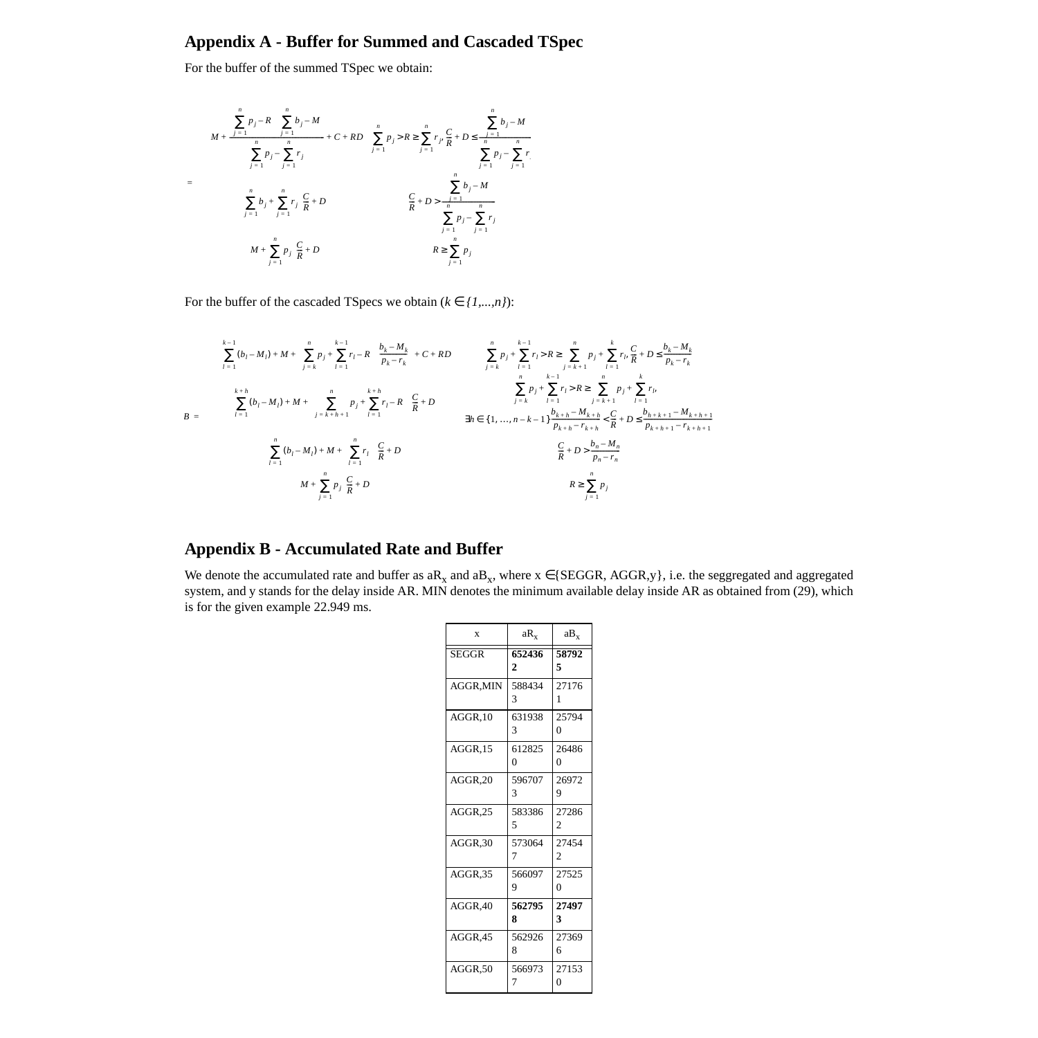## Appendix A - Buffer for Summed and Cascaded TSpec

For the buffer of the summed TSpec we obtain:

$$
= \begin{cases}
M + \dfrac{\sum_{j=1}^{n} p_j - R}{\sum_{j=1}^{n} p_j - \sum_{j=1}^{n} r_j} \dfrac{\sum_{j=1}^{n} b_j - M}{} + C + RD & \sum_{j=1}^{n} p_j > R \geq \sum_{j=1}^{n} r_j, \dfrac{C}{R} + D \leq \dfrac{\sum_{j=1}^{n} b_j - M}{\sum_{j=1}^{n} p_j - \sum_{j=1}^{n} r_j} \\
\sum_{j=1}^{n} b_j + \sum_{j=1}^{n} r_j \left(\dfrac{C}{R} + D\right) & \dfrac{C}{R} + D > \dfrac{\sum_{j=1}^{n} b_j - M}{\sum_{j=1}^{n} p_j - \sum_{j=1}^{n} r_j} \\
M + \sum_{j=1}^{n} p_j \left(\dfrac{C}{R} + D\right) & R \geq \sum_{j=1}^{n} p_j
\end{cases}
$$

For the buffer of the cascaded TSpecs we obtain ($k \in \{1,...,n\}$):

$$
B = \begin{cases}
\sum_{l=1}^{k-1} (b_l - M_l) + M + \left(\sum_{j=k}^{n} p_j + \sum_{l=1}^{k-1} r_l - R\right) \dfrac{b_k - M_k}{p_k - r_k} + C + RD & \sum_{j=k}^{n} p_j + \sum_{l=1}^{k-1} r_l > R \geq \sum_{j=k+1}^{n} p_j + \sum_{l=1}^{k} r_l, \dfrac{C}{R} + D \leq \dfrac{b_k - M_k}{p_k - r_k} \\
\sum_{l=1}^{k+h} (b_l - M_l) + M + \left(\sum_{j=k+h+1}^{n} p_j + \sum_{l=1}^{k+h} r_l - R\right)\left(\dfrac{C}{R} + D\right) & \sum_{j=k}^{n} p_j + \sum_{l=1}^{k-1} r_l > R \geq \sum_{j=k+1}^{n} p_j + \sum_{l=1}^{k} r_l, \; \exists h \in \{1, \ldots, n-k-1\} \dfrac{b_{k+h} - M_{k+h}}{p_{k+h} - r_{k+h}} < \dfrac{C}{R} + D \leq \dfrac{b_{h+k+1} - M_{k+h+1}}{p_{k+h+1} - r_{k+h+1}} \\
\sum_{l=1}^{n} (b_l - M_l) + M + \left(\sum_{l=1}^{n} r_l\right)\left(\dfrac{C}{R} + D\right) & \dfrac{C}{R} + D > \dfrac{b_n - M_n}{p_n - r_n} \\
M + \sum_{j=1}^{n} p_j \left(\dfrac{C}{R} + D\right) & R \geq \sum_{j=1}^{n} p_j
\end{cases}
$$

## Appendix B - Accumulated Rate and Buffer

We denote the accumulated rate and buffer as $aR_x$ and $aB_x$, where x ∈{SEGGR, AGGR,y}, i.e. the seggregated and aggregated system, and y stands for the delay inside AR. MIN denotes the minimum available delay inside AR as obtained from (29), which is for the given example 22.949 ms.

| x | $aR_x$ | $aB_x$ |
|---|---|---|
| SEGGR | **6524362** | **587925** |
| AGGR,MIN | 5884343 | 271761 |
| AGGR,10 | 6319383 | 257940 |
| AGGR,15 | 6128250 | 264860 |
| AGGR,20 | 5967073 | 269729 |
| AGGR,25 | 5833865 | 272862 |
| AGGR,30 | 5730647 | 274542 |
| AGGR,35 | 5660979 | 275250 |
| AGGR,40 | **5627958** | **274973** |
| AGGR,45 | 5629268 | 273696 |
| AGGR,50 | 5669737 | 271530 |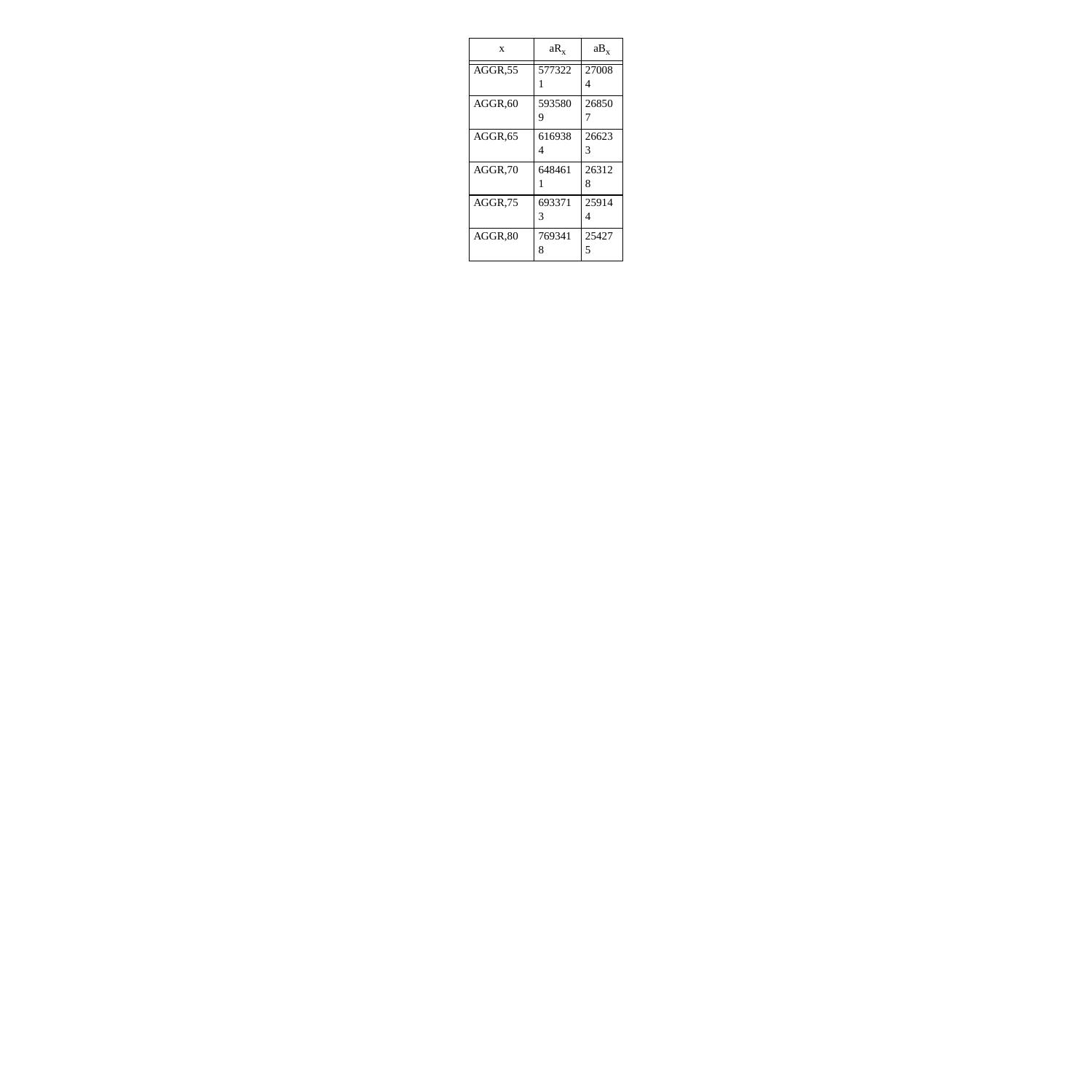| x | $aR_x$ | $aB_x$ |
| --- | --- | --- |
| AGGR,55 | 5773221 | 270084 |
| AGGR,60 | 5935809 | 268507 |
| AGGR,65 | 6169384 | 266233 |
| AGGR,70 | 6484611 | 263128 |
| AGGR,75 | 6933713 | 259144 |
| AGGR,80 | 7693418 | 254275 |